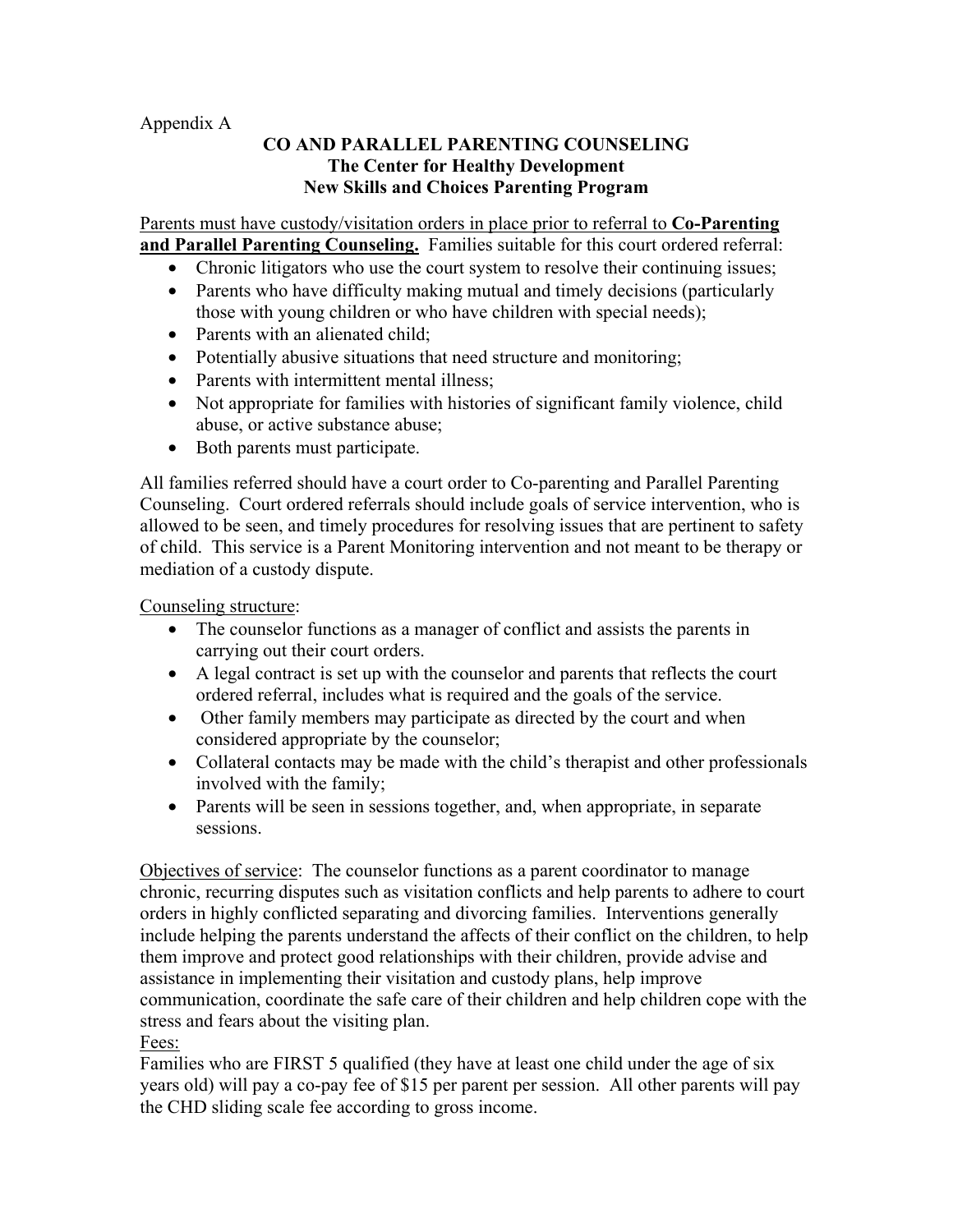Appendix A

# CO AND PARALLEL PARENTING COUNSELING
## The Center for Healthy Development
## New Skills and Choices Parenting Program

<u>Parents must have custody/visitation orders in place prior to referral to **Co-Parenting and Parallel Parenting Counseling.**</u> Families suitable for this court ordered referral:

- Chronic litigators who use the court system to resolve their continuing issues;
- Parents who have difficulty making mutual and timely decisions (particularly those with young children or who have children with special needs);
- Parents with an alienated child;
- Potentially abusive situations that need structure and monitoring;
- Parents with intermittent mental illness;
- Not appropriate for families with histories of significant family violence, child abuse, or active substance abuse;
- Both parents must participate.

All families referred should have a court order to Co-parenting and Parallel Parenting Counseling. Court ordered referrals should include goals of service intervention, who is allowed to be seen, and timely procedures for resolving issues that are pertinent to safety of child. This service is a Parent Monitoring intervention and not meant to be therapy or mediation of a custody dispute.

<u>Counseling structure</u>:

- The counselor functions as a manager of conflict and assists the parents in carrying out their court orders.
- A legal contract is set up with the counselor and parents that reflects the court ordered referral, includes what is required and the goals of the service.
- Other family members may participate as directed by the court and when considered appropriate by the counselor;
- Collateral contacts may be made with the child's therapist and other professionals involved with the family;
- Parents will be seen in sessions together, and, when appropriate, in separate sessions.

<u>Objectives of service</u>: The counselor functions as a parent coordinator to manage chronic, recurring disputes such as visitation conflicts and help parents to adhere to court orders in highly conflicted separating and divorcing families. Interventions generally include helping the parents understand the affects of their conflict on the children, to help them improve and protect good relationships with their children, provide advise and assistance in implementing their visitation and custody plans, help improve communication, coordinate the safe care of their children and help children cope with the stress and fears about the visiting plan.

<u>Fees:</u>

Families who are FIRST 5 qualified (they have at least one child under the age of six years old) will pay a co-pay fee of $15 per parent per session. All other parents will pay the CHD sliding scale fee according to gross income.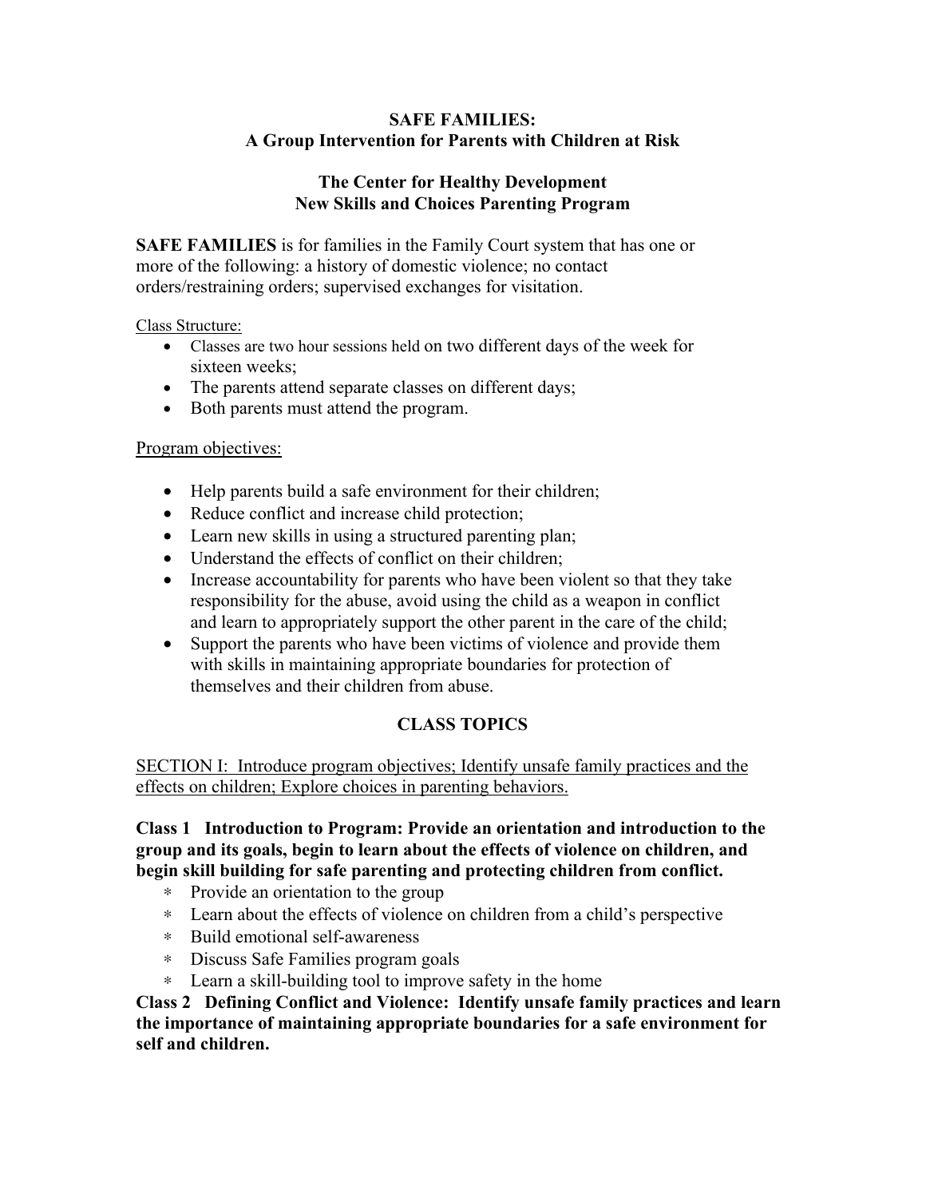**SAFE FAMILIES:**
**A Group Intervention for Parents with Children at Risk**

**The Center for Healthy Development**
**New Skills and Choices Parenting Program**

**SAFE FAMILIES** is for families in the Family Court system that has one or more of the following: a history of domestic violence; no contact orders/restraining orders; supervised exchanges for visitation.

Class Structure:

- Classes are two hour sessions held on two different days of the week for sixteen weeks;
- The parents attend separate classes on different days;
- Both parents must attend the program.

Program objectives:

- Help parents build a safe environment for their children;
- Reduce conflict and increase child protection;
- Learn new skills in using a structured parenting plan;
- Understand the effects of conflict on their children;
- Increase accountability for parents who have been violent so that they take responsibility for the abuse, avoid using the child as a weapon in conflict and learn to appropriately support the other parent in the care of the child;
- Support the parents who have been victims of violence and provide them with skills in maintaining appropriate boundaries for protection of themselves and their children from abuse.

**CLASS TOPICS**

SECTION I: Introduce program objectives; Identify unsafe family practices and the effects on children; Explore choices in parenting behaviors.

**Class 1 Introduction to Program: Provide an orientation and introduction to the group and its goals, begin to learn about the effects of violence on children, and begin skill building for safe parenting and protecting children from conflict.**

- Provide an orientation to the group
- Learn about the effects of violence on children from a child's perspective
- Build emotional self-awareness
- Discuss Safe Families program goals
- Learn a skill-building tool to improve safety in the home

**Class 2 Defining Conflict and Violence: Identify unsafe family practices and learn the importance of maintaining appropriate boundaries for a safe environment for self and children.**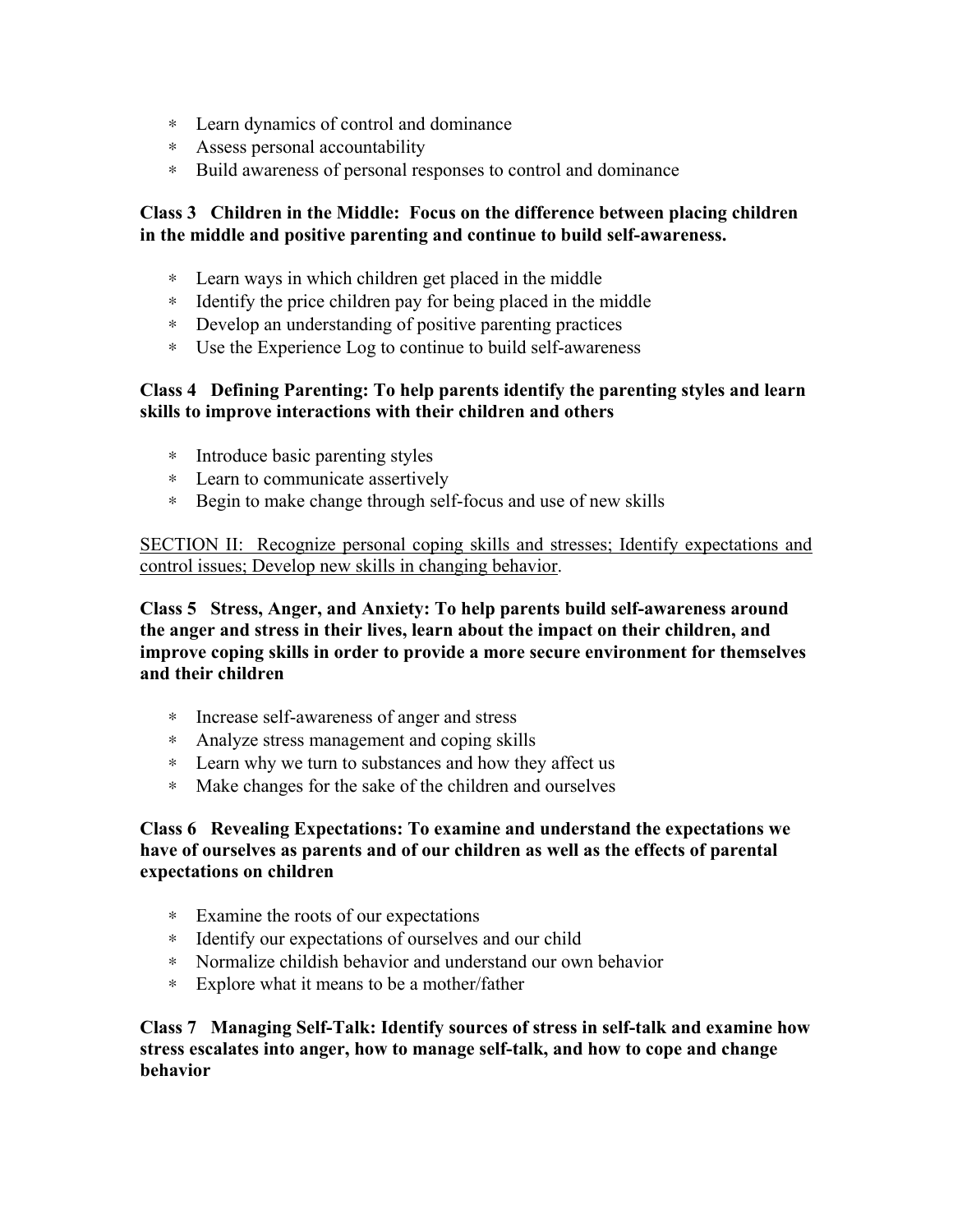* Learn dynamics of control and dominance
* Assess personal accountability
* Build awareness of personal responses to control and dominance

**Class 3 Children in the Middle: Focus on the difference between placing children in the middle and positive parenting and continue to build self-awareness.**

* Learn ways in which children get placed in the middle
* Identify the price children pay for being placed in the middle
* Develop an understanding of positive parenting practices
* Use the Experience Log to continue to build self-awareness

**Class 4 Defining Parenting: To help parents identify the parenting styles and learn skills to improve interactions with their children and others**

* Introduce basic parenting styles
* Learn to communicate assertively
* Begin to make change through self-focus and use of new skills

<u>SECTION II: Recognize personal coping skills and stresses; Identify expectations and control issues; Develop new skills in changing behavior</u>.

**Class 5 Stress, Anger, and Anxiety: To help parents build self-awareness around the anger and stress in their lives, learn about the impact on their children, and improve coping skills in order to provide a more secure environment for themselves and their children**

* Increase self-awareness of anger and stress
* Analyze stress management and coping skills
* Learn why we turn to substances and how they affect us
* Make changes for the sake of the children and ourselves

**Class 6 Revealing Expectations: To examine and understand the expectations we have of ourselves as parents and of our children as well as the effects of parental expectations on children**

* Examine the roots of our expectations
* Identify our expectations of ourselves and our child
* Normalize childish behavior and understand our own behavior
* Explore what it means to be a mother/father

**Class 7 Managing Self-Talk: Identify sources of stress in self-talk and examine how stress escalates into anger, how to manage self-talk, and how to cope and change behavior**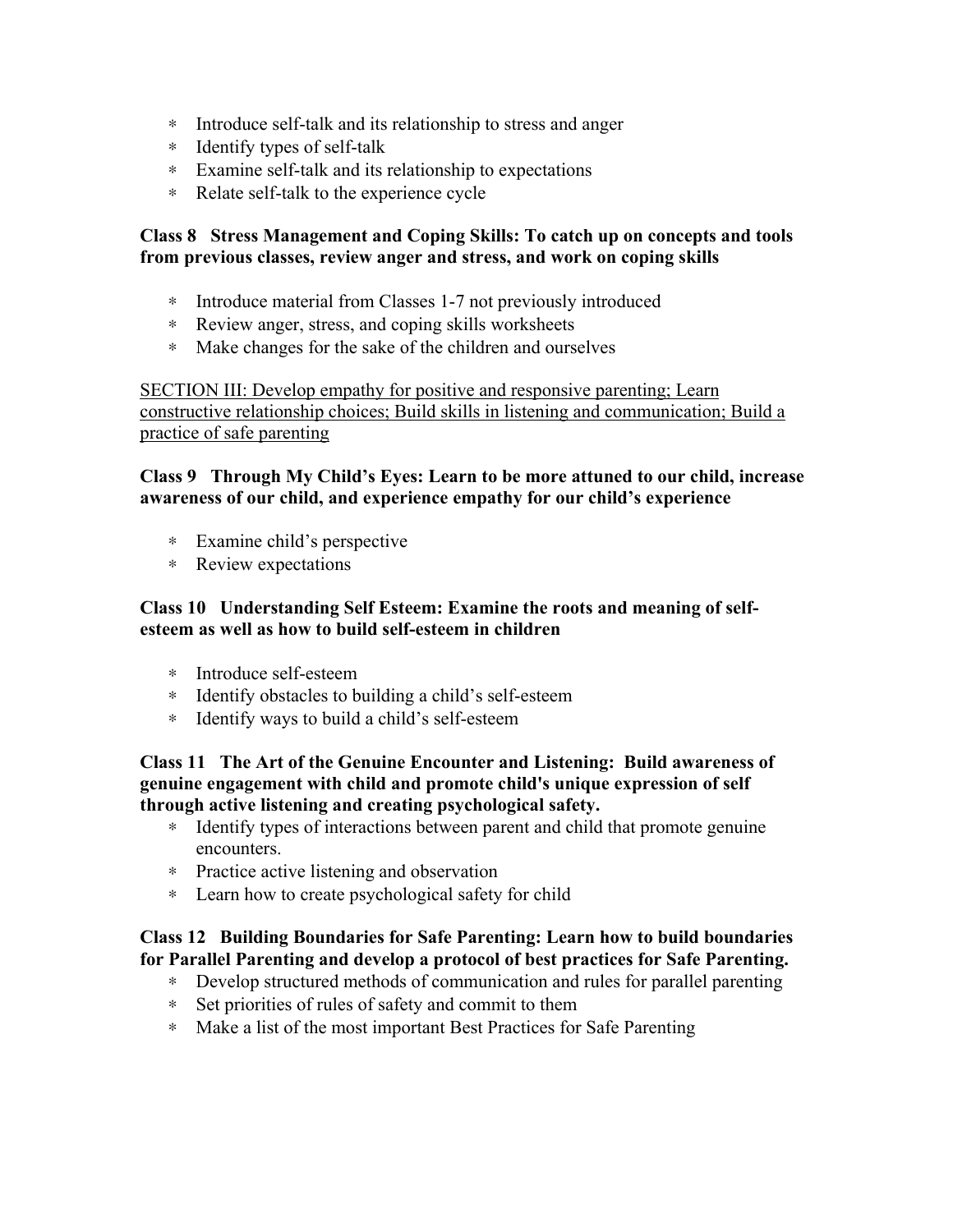* Introduce self-talk and its relationship to stress and anger
* Identify types of self-talk
* Examine self-talk and its relationship to expectations
* Relate self-talk to the experience cycle

**Class 8 Stress Management and Coping Skills: To catch up on concepts and tools from previous classes, review anger and stress, and work on coping skills**

* Introduce material from Classes 1-7 not previously introduced
* Review anger, stress, and coping skills worksheets
* Make changes for the sake of the children and ourselves

<u>SECTION III: Develop empathy for positive and responsive parenting; Learn constructive relationship choices; Build skills in listening and communication; Build a practice of safe parenting</u>

**Class 9 Through My Child's Eyes: Learn to be more attuned to our child, increase awareness of our child, and experience empathy for our child's experience**

* Examine child's perspective
* Review expectations

**Class 10 Understanding Self Esteem: Examine the roots and meaning of self-esteem as well as how to build self-esteem in children**

* Introduce self-esteem
* Identify obstacles to building a child's self-esteem
* Identify ways to build a child's self-esteem

**Class 11 The Art of the Genuine Encounter and Listening: Build awareness of genuine engagement with child and promote child's unique expression of self through active listening and creating psychological safety.**

* Identify types of interactions between parent and child that promote genuine encounters.
* Practice active listening and observation
* Learn how to create psychological safety for child

**Class 12 Building Boundaries for Safe Parenting: Learn how to build boundaries for Parallel Parenting and develop a protocol of best practices for Safe Parenting.**

* Develop structured methods of communication and rules for parallel parenting
* Set priorities of rules of safety and commit to them
* Make a list of the most important Best Practices for Safe Parenting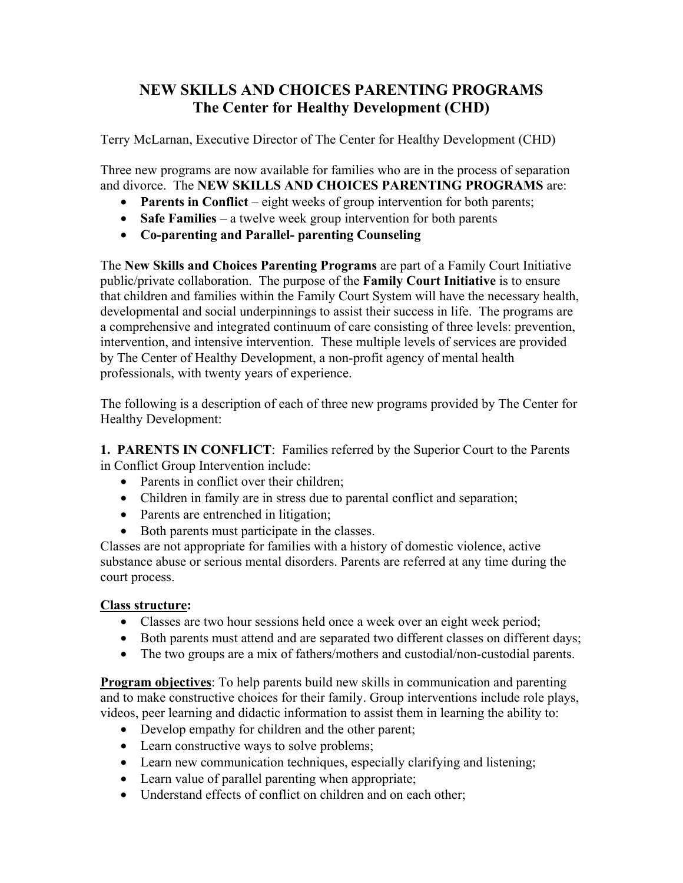# NEW SKILLS AND CHOICES PARENTING PROGRAMS
## The Center for Healthy Development (CHD)

Terry McLarnan, Executive Director of The Center for Healthy Development (CHD)

Three new programs are now available for families who are in the process of separation and divorce. The **NEW SKILLS AND CHOICES PARENTING PROGRAMS** are:

- **Parents in Conflict** – eight weeks of group intervention for both parents;
- **Safe Families** – a twelve week group intervention for both parents
- **Co-parenting and Parallel- parenting Counseling**

The **New Skills and Choices Parenting Programs** are part of a Family Court Initiative public/private collaboration. The purpose of the **Family Court Initiative** is to ensure that children and families within the Family Court System will have the necessary health, developmental and social underpinnings to assist their success in life. The programs are a comprehensive and integrated continuum of care consisting of three levels: prevention, intervention, and intensive intervention. These multiple levels of services are provided by The Center of Healthy Development, a non-profit agency of mental health professionals, with twenty years of experience.

The following is a description of each of three new programs provided by The Center for Healthy Development:

**1. PARENTS IN CONFLICT**: Families referred by the Superior Court to the Parents in Conflict Group Intervention include:

- Parents in conflict over their children;
- Children in family are in stress due to parental conflict and separation;
- Parents are entrenched in litigation;
- Both parents must participate in the classes.

Classes are not appropriate for families with a history of domestic violence, active substance abuse or serious mental disorders. Parents are referred at any time during the court process.

**Class structure:**

- Classes are two hour sessions held once a week over an eight week period;
- Both parents must attend and are separated two different classes on different days;
- The two groups are a mix of fathers/mothers and custodial/non-custodial parents.

**Program objectives**: To help parents build new skills in communication and parenting and to make constructive choices for their family. Group interventions include role plays, videos, peer learning and didactic information to assist them in learning the ability to:

- Develop empathy for children and the other parent;
- Learn constructive ways to solve problems;
- Learn new communication techniques, especially clarifying and listening;
- Learn value of parallel parenting when appropriate;
- Understand effects of conflict on children and on each other;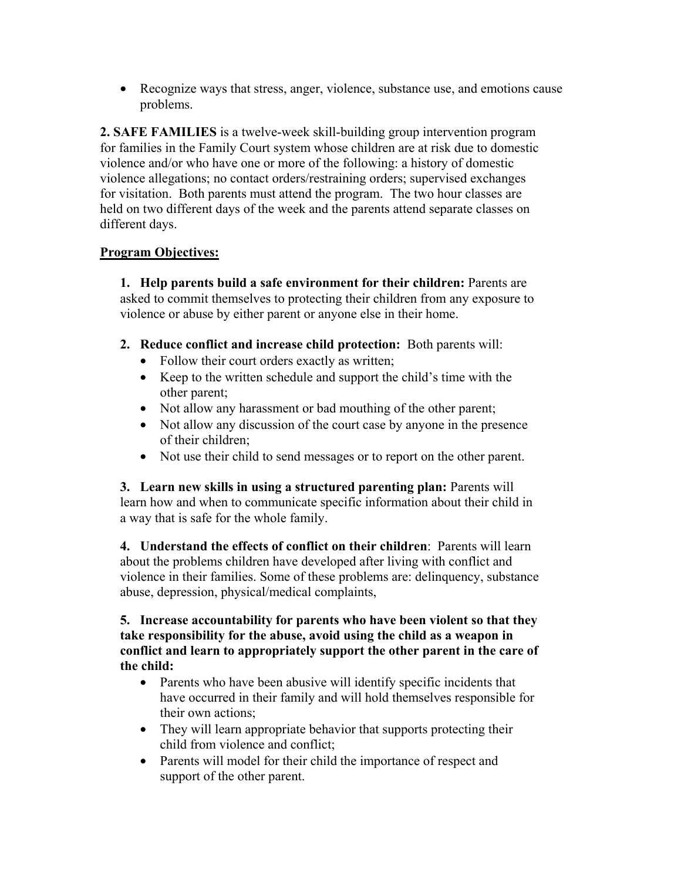- Recognize ways that stress, anger, violence, substance use, and emotions cause problems.

**2. SAFE FAMILIES** is a twelve-week skill-building group intervention program for families in the Family Court system whose children are at risk due to domestic violence and/or who have one or more of the following: a history of domestic violence allegations; no contact orders/restraining orders; supervised exchanges for visitation. Both parents must attend the program. The two hour classes are held on two different days of the week and the parents attend separate classes on different days.

**Program Objectives:**

1. **Help parents build a safe environment for their children:** Parents are asked to commit themselves to protecting their children from any exposure to violence or abuse by either parent or anyone else in their home.

2. **Reduce conflict and increase child protection:** Both parents will:
   - Follow their court orders exactly as written;
   - Keep to the written schedule and support the child's time with the other parent;
   - Not allow any harassment or bad mouthing of the other parent;
   - Not allow any discussion of the court case by anyone in the presence of their children;
   - Not use their child to send messages or to report on the other parent.

3. **Learn new skills in using a structured parenting plan:** Parents will learn how and when to communicate specific information about their child in a way that is safe for the whole family.

4. **Understand the effects of conflict on their children**: Parents will learn about the problems children have developed after living with conflict and violence in their families. Some of these problems are: delinquency, substance abuse, depression, physical/medical complaints,

5. **Increase accountability for parents who have been violent so that they take responsibility for the abuse, avoid using the child as a weapon in conflict and learn to appropriately support the other parent in the care of the child:**
   - Parents who have been abusive will identify specific incidents that have occurred in their family and will hold themselves responsible for their own actions;
   - They will learn appropriate behavior that supports protecting their child from violence and conflict;
   - Parents will model for their child the importance of respect and support of the other parent.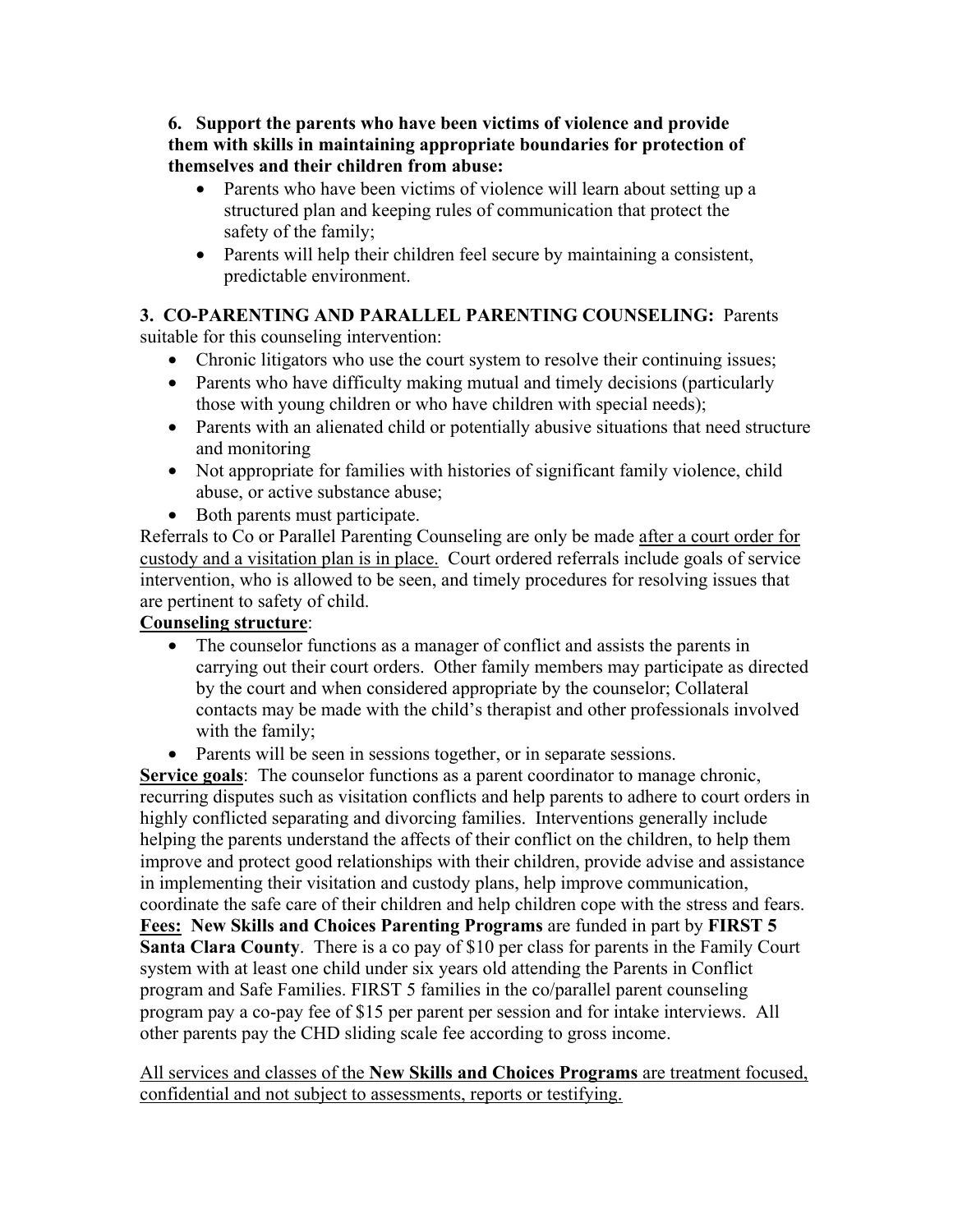**6. Support the parents who have been victims of violence and provide them with skills in maintaining appropriate boundaries for protection of themselves and their children from abuse:**

- Parents who have been victims of violence will learn about setting up a structured plan and keeping rules of communication that protect the safety of the family;
- Parents will help their children feel secure by maintaining a consistent, predictable environment.

**3. CO-PARENTING AND PARALLEL PARENTING COUNSELING:** Parents suitable for this counseling intervention:

- Chronic litigators who use the court system to resolve their continuing issues;
- Parents who have difficulty making mutual and timely decisions (particularly those with young children or who have children with special needs);
- Parents with an alienated child or potentially abusive situations that need structure and monitoring
- Not appropriate for families with histories of significant family violence, child abuse, or active substance abuse;
- Both parents must participate.

Referrals to Co or Parallel Parenting Counseling are only be made <u>after a court order for custody and a visitation plan is in place.</u> Court ordered referrals include goals of service intervention, who is allowed to be seen, and timely procedures for resolving issues that are pertinent to safety of child.

**<u>Counseling structure</u>**:

- The counselor functions as a manager of conflict and assists the parents in carrying out their court orders. Other family members may participate as directed by the court and when considered appropriate by the counselor; Collateral contacts may be made with the child's therapist and other professionals involved with the family;
- Parents will be seen in sessions together, or in separate sessions.

**<u>Service goals</u>**: The counselor functions as a parent coordinator to manage chronic, recurring disputes such as visitation conflicts and help parents to adhere to court orders in highly conflicted separating and divorcing families. Interventions generally include helping the parents understand the affects of their conflict on the children, to help them improve and protect good relationships with their children, provide advise and assistance in implementing their visitation and custody plans, help improve communication, coordinate the safe care of their children and help children cope with the stress and fears.

**<u>Fees:</u> New Skills and Choices Parenting Programs** are funded in part by **FIRST 5 Santa Clara County**. There is a co pay of $10 per class for parents in the Family Court system with at least one child under six years old attending the Parents in Conflict program and Safe Families. FIRST 5 families in the co/parallel parent counseling program pay a co-pay fee of $15 per parent per session and for intake interviews. All other parents pay the CHD sliding scale fee according to gross income.

<u>All services and classes of the **New Skills and Choices Programs** are treatment focused, confidential and not subject to assessments, reports or testifying.</u>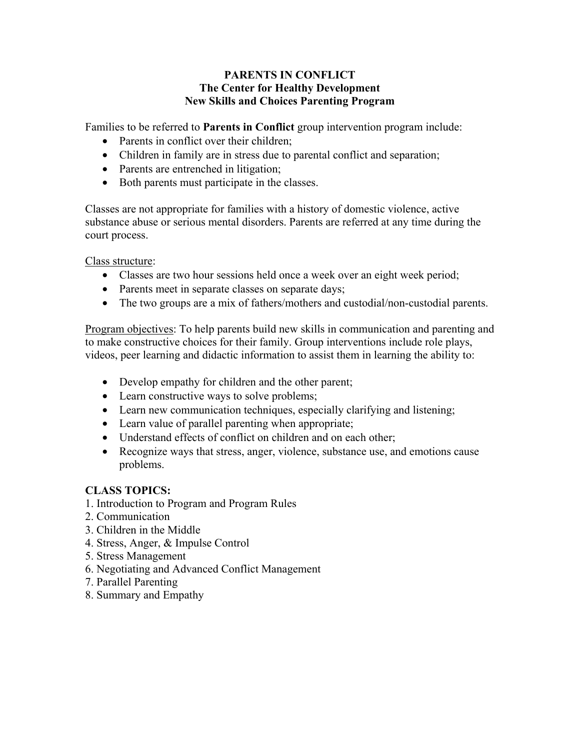# PARENTS IN CONFLICT
## The Center for Healthy Development
## New Skills and Choices Parenting Program

Families to be referred to **Parents in Conflict** group intervention program include:

- Parents in conflict over their children;
- Children in family are in stress due to parental conflict and separation;
- Parents are entrenched in litigation;
- Both parents must participate in the classes.

Classes are not appropriate for families with a history of domestic violence, active substance abuse or serious mental disorders. Parents are referred at any time during the court process.

<u>Class structure</u>:

- Classes are two hour sessions held once a week over an eight week period;
- Parents meet in separate classes on separate days;
- The two groups are a mix of fathers/mothers and custodial/non-custodial parents.

<u>Program objectives</u>: To help parents build new skills in communication and parenting and to make constructive choices for their family. Group interventions include role plays, videos, peer learning and didactic information to assist them in learning the ability to:

- Develop empathy for children and the other parent;
- Learn constructive ways to solve problems;
- Learn new communication techniques, especially clarifying and listening;
- Learn value of parallel parenting when appropriate;
- Understand effects of conflict on children and on each other;
- Recognize ways that stress, anger, violence, substance use, and emotions cause problems.

**CLASS TOPICS:**

1. Introduction to Program and Program Rules
2. Communication
3. Children in the Middle
4. Stress, Anger, & Impulse Control
5. Stress Management
6. Negotiating and Advanced Conflict Management
7. Parallel Parenting
8. Summary and Empathy